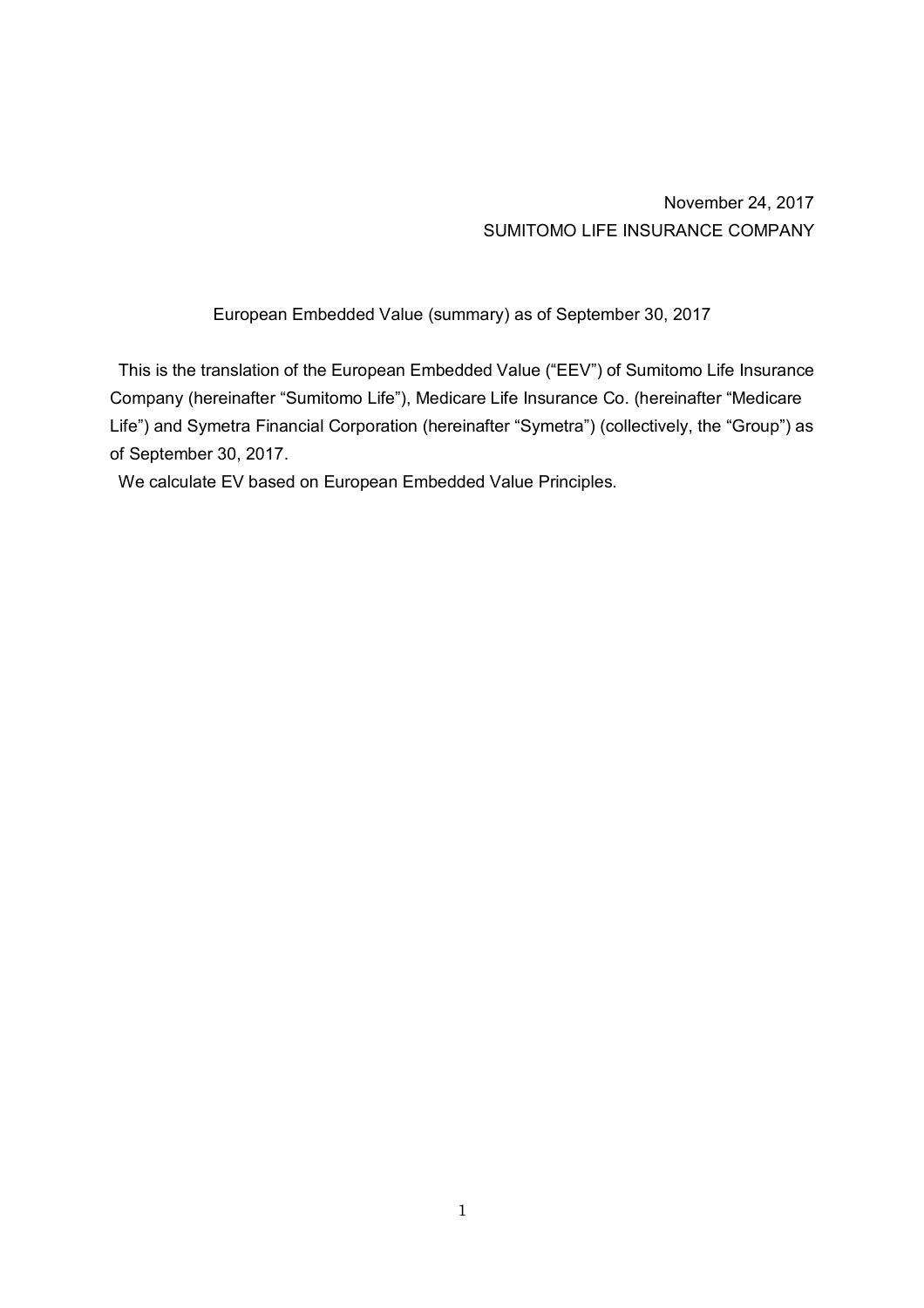November 24, 2017
SUMITOMO LIFE INSURANCE COMPANY

# European Embedded Value (summary) as of September 30, 2017

This is the translation of the European Embedded Value ("EEV") of Sumitomo Life Insurance Company (hereinafter "Sumitomo Life"), Medicare Life Insurance Co. (hereinafter "Medicare Life") and Symetra Financial Corporation (hereinafter "Symetra") (collectively, the "Group") as of September 30, 2017.

We calculate EV based on European Embedded Value Principles.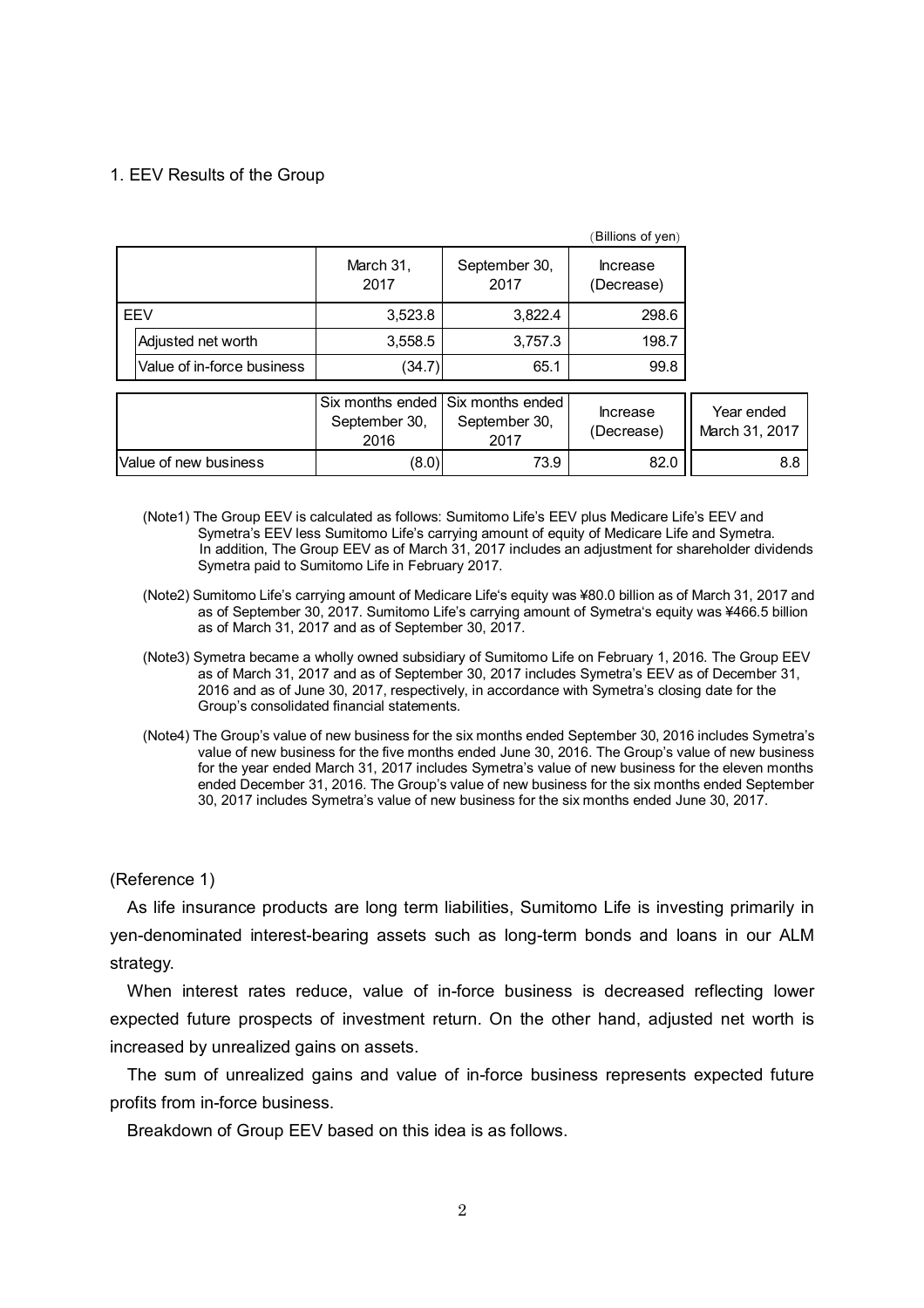## 1. EEV Results of the Group

(Billions of yen)

| | March 31, 2017 | September 30, 2017 | Increase (Decrease) |
|---|---|---|---|
| EEV | 3,523.8 | 3,822.4 | 298.6 |
| Adjusted net worth | 3,558.5 | 3,757.3 | 198.7 |
| Value of in-force business | (34.7) | 65.1 | 99.8 |

| | Six months ended September 30, 2016 | Six months ended September 30, 2017 | Increase (Decrease) | Year ended March 31, 2017 |
|---|---|---|---|---|
| Value of new business | (8.0) | 73.9 | 82.0 | 8.8 |

(Note1) The Group EEV is calculated as follows: Sumitomo Life's EEV plus Medicare Life's EEV and Symetra's EEV less Sumitomo Life's carrying amount of equity of Medicare Life and Symetra. In addition, The Group EEV as of March 31, 2017 includes an adjustment for shareholder dividends Symetra paid to Sumitomo Life in February 2017.

(Note2) Sumitomo Life's carrying amount of Medicare Life's equity was ¥80.0 billion as of March 31, 2017 and as of September 30, 2017. Sumitomo Life's carrying amount of Symetra's equity was ¥466.5 billion as of March 31, 2017 and as of September 30, 2017.

(Note3) Symetra became a wholly owned subsidiary of Sumitomo Life on February 1, 2016. The Group EEV as of March 31, 2017 and as of September 30, 2017 includes Symetra's EEV as of December 31, 2016 and as of June 30, 2017, respectively, in accordance with Symetra's closing date for the Group's consolidated financial statements.

(Note4) The Group's value of new business for the six months ended September 30, 2016 includes Symetra's value of new business for the five months ended June 30, 2016. The Group's value of new business for the year ended March 31, 2017 includes Symetra's value of new business for the eleven months ended December 31, 2016. The Group's value of new business for the six months ended September 30, 2017 includes Symetra's value of new business for the six months ended June 30, 2017.

(Reference 1)

As life insurance products are long term liabilities, Sumitomo Life is investing primarily in yen-denominated interest-bearing assets such as long-term bonds and loans in our ALM strategy.

When interest rates reduce, value of in-force business is decreased reflecting lower expected future prospects of investment return. On the other hand, adjusted net worth is increased by unrealized gains on assets.

The sum of unrealized gains and value of in-force business represents expected future profits from in-force business.

Breakdown of Group EEV based on this idea is as follows.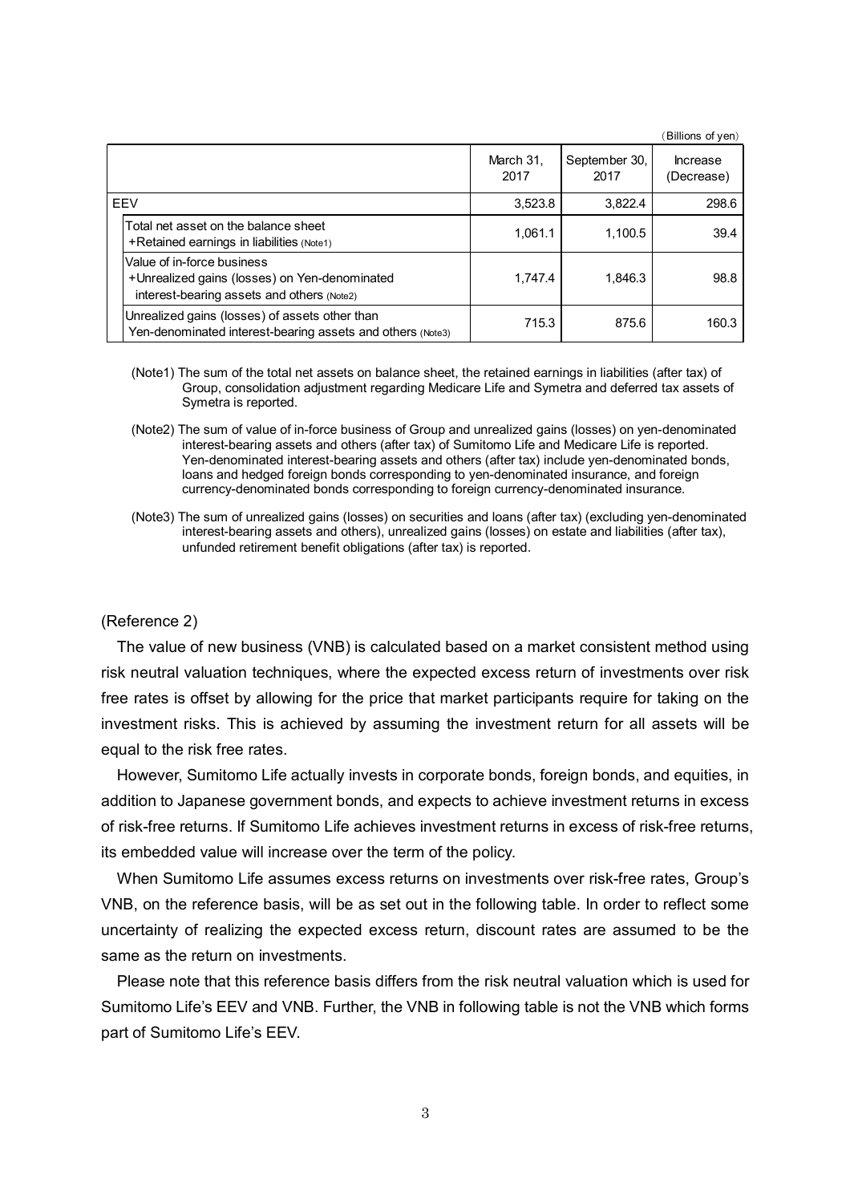(Billions of yen)

| | March 31, 2017 | September 30, 2017 | Increase (Decrease) |
|---|---|---|---|
| EEV | 3,523.8 | 3,822.4 | 298.6 |
| Total net asset on the balance sheet +Retained earnings in liabilities (Note1) | 1,061.1 | 1,100.5 | 39.4 |
| Value of in-force business +Unrealized gains (losses) on Yen-denominated interest-bearing assets and others (Note2) | 1,747.4 | 1,846.3 | 98.8 |
| Unrealized gains (losses) of assets other than Yen-denominated interest-bearing assets and others (Note3) | 715.3 | 875.6 | 160.3 |

(Note1) The sum of the total net assets on balance sheet, the retained earnings in liabilities (after tax) of Group, consolidation adjustment regarding Medicare Life and Symetra and deferred tax assets of Symetra is reported.

(Note2) The sum of value of in-force business of Group and unrealized gains (losses) on yen-denominated interest-bearing assets and others (after tax) of Sumitomo Life and Medicare Life is reported. Yen-denominated interest-bearing assets and others (after tax) include yen-denominated bonds, loans and hedged foreign bonds corresponding to yen-denominated insurance, and foreign currency-denominated bonds corresponding to foreign currency-denominated insurance.

(Note3) The sum of unrealized gains (losses) on securities and loans (after tax) (excluding yen-denominated interest-bearing assets and others), unrealized gains (losses) on estate and liabilities (after tax), unfunded retirement benefit obligations (after tax) is reported.

(Reference 2)

The value of new business (VNB) is calculated based on a market consistent method using risk neutral valuation techniques, where the expected excess return of investments over risk free rates is offset by allowing for the price that market participants require for taking on the investment risks. This is achieved by assuming the investment return for all assets will be equal to the risk free rates.

However, Sumitomo Life actually invests in corporate bonds, foreign bonds, and equities, in addition to Japanese government bonds, and expects to achieve investment returns in excess of risk-free returns. If Sumitomo Life achieves investment returns in excess of risk-free returns, its embedded value will increase over the term of the policy.

When Sumitomo Life assumes excess returns on investments over risk-free rates, Group's VNB, on the reference basis, will be as set out in the following table. In order to reflect some uncertainty of realizing the expected excess return, discount rates are assumed to be the same as the return on investments.

Please note that this reference basis differs from the risk neutral valuation which is used for Sumitomo Life's EEV and VNB. Further, the VNB in following table is not the VNB which forms part of Sumitomo Life's EEV.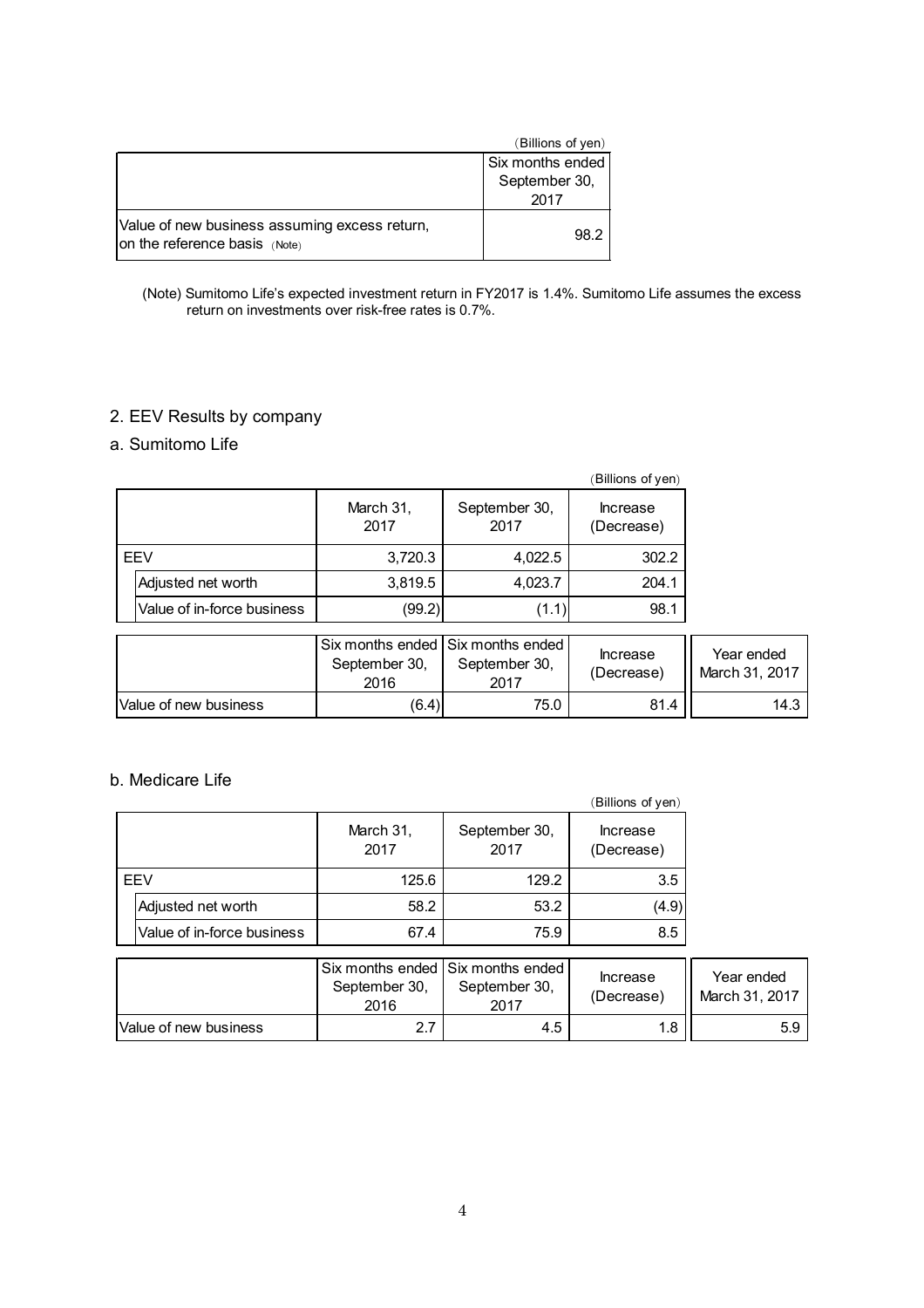(Billions of yen)

| | Six months ended September 30, 2017 |
|---|---|
| Value of new business assuming excess return, on the reference basis (Note) | 98.2 |

(Note) Sumitomo Life's expected investment return in FY2017 is 1.4%. Sumitomo Life assumes the excess return on investments over risk-free rates is 0.7%.

## 2. EEV Results by company

### a. Sumitomo Life

(Billions of yen)

| | March 31, 2017 | September 30, 2017 | Increase (Decrease) |
|---|---|---|---|
| EEV | 3,720.3 | 4,022.5 | 302.2 |
| Adjusted net worth | 3,819.5 | 4,023.7 | 204.1 |
| Value of in-force business | (99.2) | (1.1) | 98.1 |

| | Six months ended September 30, 2016 | Six months ended September 30, 2017 | Increase (Decrease) | Year ended March 31, 2017 |
|---|---|---|---|---|
| Value of new business | (6.4) | 75.0 | 81.4 | 14.3 |

### b. Medicare Life

(Billions of yen)

| | March 31, 2017 | September 30, 2017 | Increase (Decrease) |
|---|---|---|---|
| EEV | 125.6 | 129.2 | 3.5 |
| Adjusted net worth | 58.2 | 53.2 | (4.9) |
| Value of in-force business | 67.4 | 75.9 | 8.5 |

| | Six months ended September 30, 2016 | Six months ended September 30, 2017 | Increase (Decrease) | Year ended March 31, 2017 |
|---|---|---|---|---|
| Value of new business | 2.7 | 4.5 | 1.8 | 5.9 |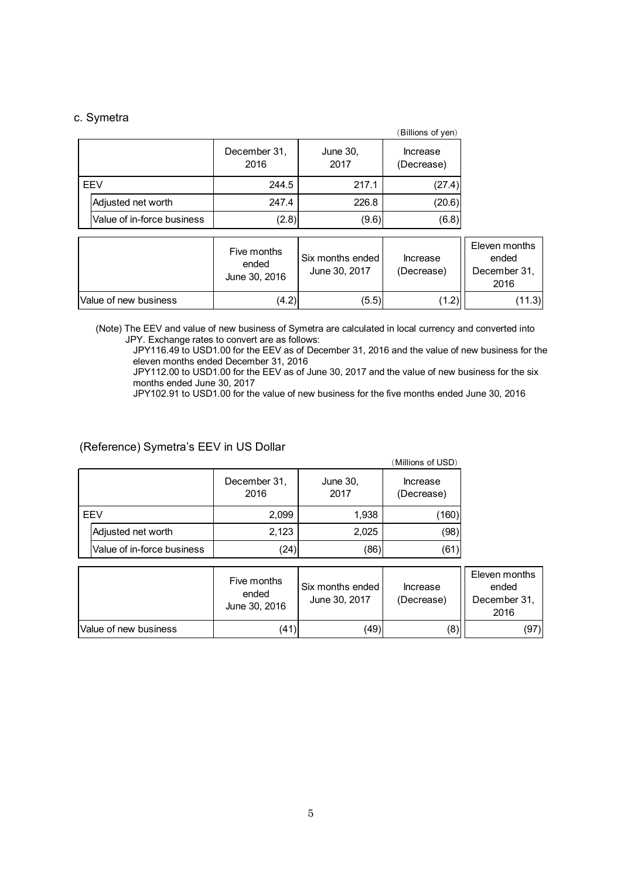### c. Symetra

（Billions of yen）

| | December 31, 2016 | June 30, 2017 | Increase (Decrease) |
|---|---|---|---|
| EEV | 244.5 | 217.1 | (27.4) |
| Adjusted net worth | 247.4 | 226.8 | (20.6) |
| Value of in-force business | (2.8) | (9.6) | (6.8) |

| | Five months ended June 30, 2016 | Six months ended June 30, 2017 | Increase (Decrease) | Eleven months ended December 31, 2016 |
|---|---|---|---|---|
| Value of new business | (4.2) | (5.5) | (1.2) | (11.3) |

(Note) The EEV and value of new business of Symetra are calculated in local currency and converted into JPY. Exchange rates to convert are as follows:

JPY116.49 to USD1.00 for the EEV as of December 31, 2016 and the value of new business for the eleven months ended December 31, 2016

JPY112.00 to USD1.00 for the EEV as of June 30, 2017 and the value of new business for the six months ended June 30, 2017

JPY102.91 to USD1.00 for the value of new business for the five months ended June 30, 2016

### (Reference) Symetra's EEV in US Dollar

（Millions of USD）

| | December 31, 2016 | June 30, 2017 | Increase (Decrease) |
|---|---|---|---|
| EEV | 2,099 | 1,938 | (160) |
| Adjusted net worth | 2,123 | 2,025 | (98) |
| Value of in-force business | (24) | (86) | (61) |

| | Five months ended June 30, 2016 | Six months ended June 30, 2017 | Increase (Decrease) | Eleven months ended December 31, 2016 |
|---|---|---|---|---|
| Value of new business | (41) | (49) | (8) | (97) |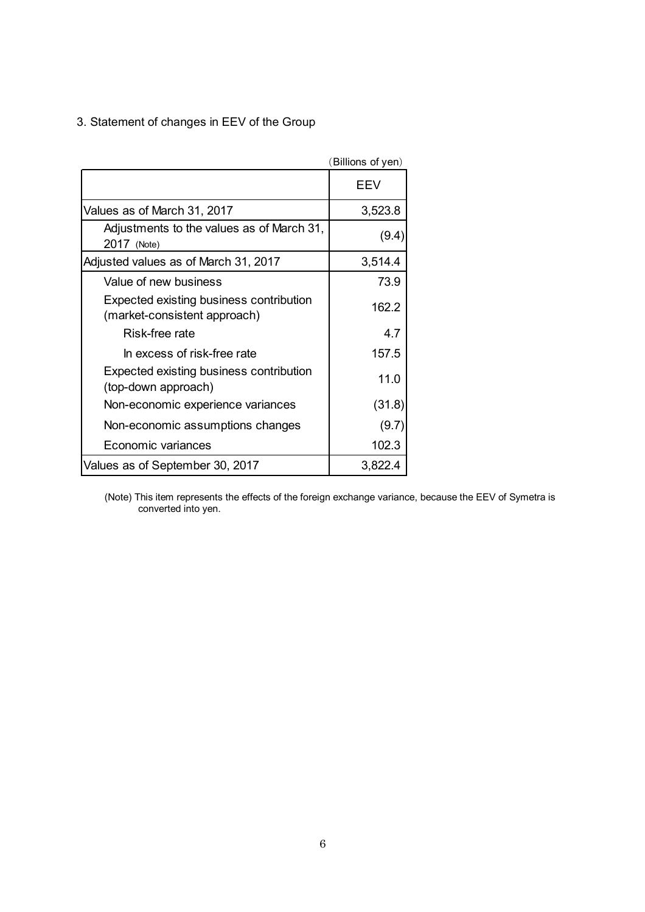## 3. Statement of changes in EEV of the Group

(Billions of yen)

| | EEV |
|---|---|
| Values as of March 31, 2017 | 3,523.8 |
| Adjustments to the values as of March 31, 2017 (Note) | (9.4) |
| Adjusted values as of March 31, 2017 | 3,514.4 |
| Value of new business | 73.9 |
| Expected existing business contribution (market-consistent approach) | 162.2 |
| Risk-free rate | 4.7 |
| In excess of risk-free rate | 157.5 |
| Expected existing business contribution (top-down approach) | 11.0 |
| Non-economic experience variances | (31.8) |
| Non-economic assumptions changes | (9.7) |
| Economic variances | 102.3 |
| Values as of September 30, 2017 | 3,822.4 |

(Note) This item represents the effects of the foreign exchange variance, because the EEV of Symetra is converted into yen.